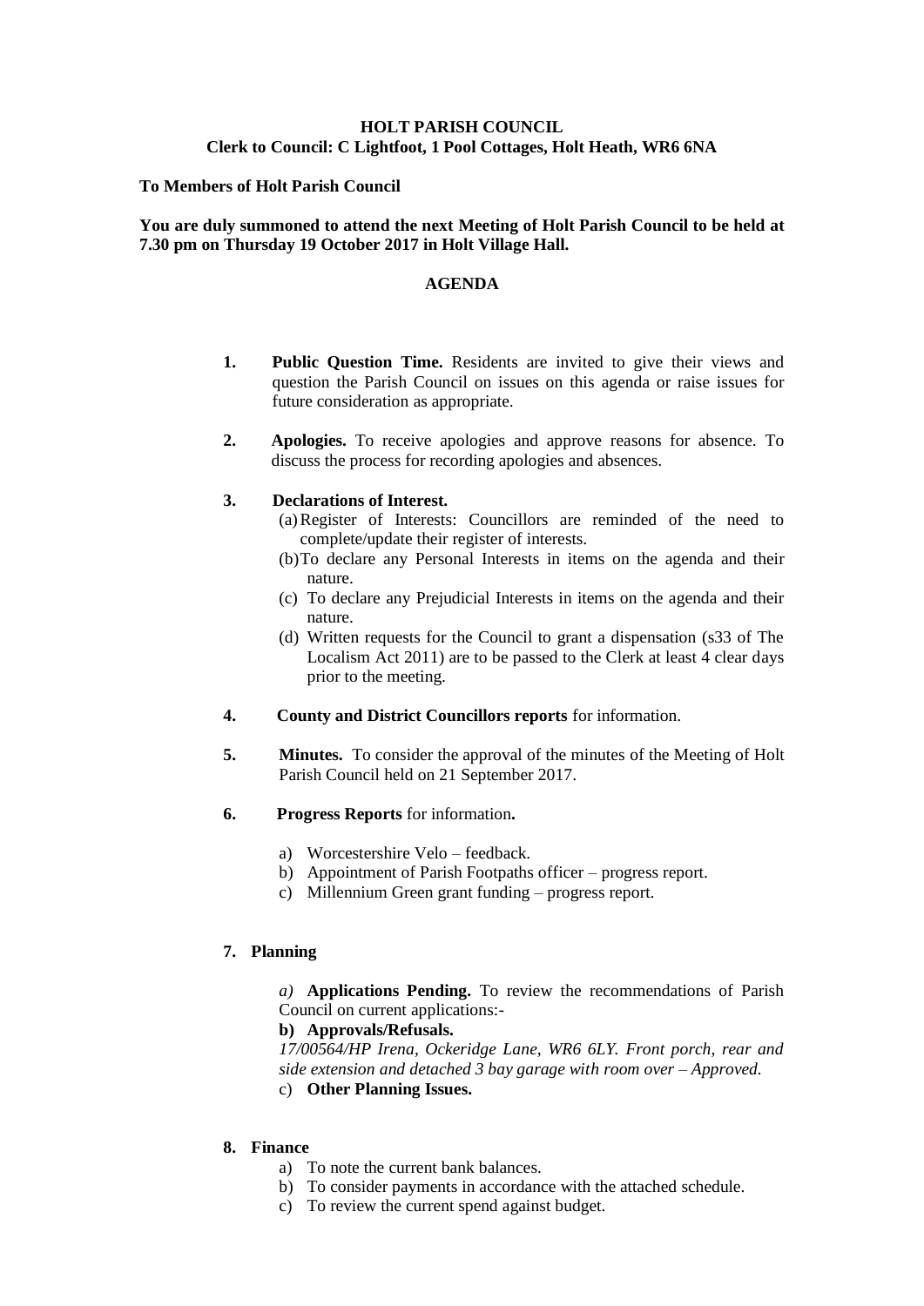**HOLT PARISH COUNCIL**
**Clerk to Council: C Lightfoot, 1 Pool Cottages, Holt Heath, WR6 6NA**

**To Members of Holt Parish Council**

**You are duly summoned to attend the next Meeting of Holt Parish Council to be held at 7.30 pm on Thursday 19 October 2017 in Holt Village Hall.**

## AGENDA

1. **Public Question Time.** Residents are invited to give their views and question the Parish Council on issues on this agenda or raise issues for future consideration as appropriate.

2. **Apologies.** To receive apologies and approve reasons for absence. To discuss the process for recording apologies and absences.

3. **Declarations of Interest.**
   (a) Register of Interests: Councillors are reminded of the need to complete/update their register of interests.
   (b) To declare any Personal Interests in items on the agenda and their nature.
   (c) To declare any Prejudicial Interests in items on the agenda and their nature.
   (d) Written requests for the Council to grant a dispensation (s33 of The Localism Act 2011) are to be passed to the Clerk at least 4 clear days prior to the meeting.

4. **County and District Councillors reports** for information.

5. **Minutes.** To consider the approval of the minutes of the Meeting of Holt Parish Council held on 21 September 2017.

6. **Progress Reports** for information**.**
   a) Worcestershire Velo – feedback.
   b) Appointment of Parish Footpaths officer – progress report.
   c) Millennium Green grant funding – progress report.

7. **Planning**

   *a)* **Applications Pending.** To review the recommendations of Parish Council on current applications:-

   **b) Approvals/Refusals.**

   *17/00564/HP Irena, Ockeridge Lane, WR6 6LY. Front porch, rear and side extension and detached 3 bay garage with room over – Approved.*

   c) **Other Planning Issues.**

8. **Finance**
   a) To note the current bank balances.
   b) To consider payments in accordance with the attached schedule.
   c) To review the current spend against budget.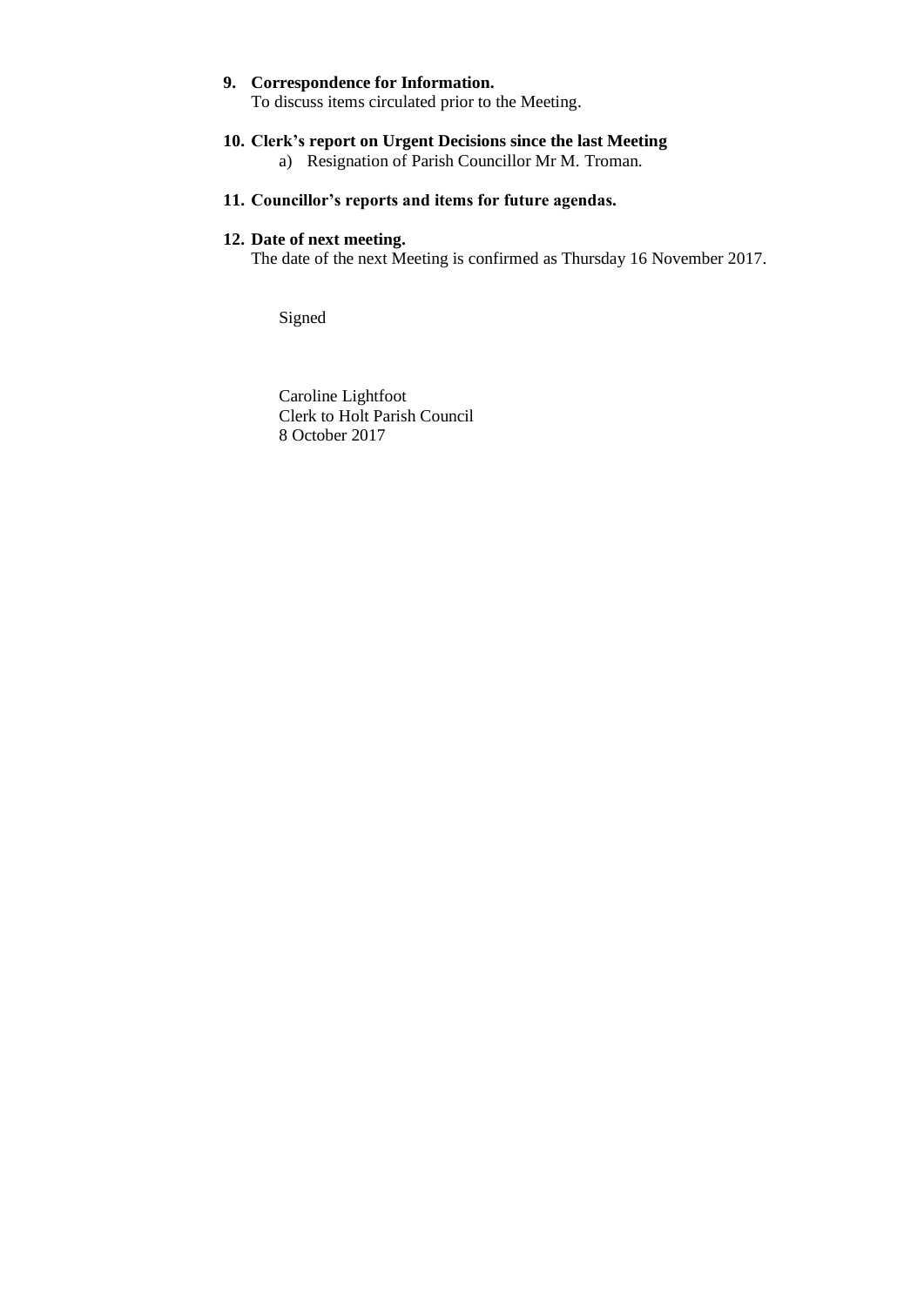**9. Correspondence for Information.**
To discuss items circulated prior to the Meeting.

**10. Clerk's report on Urgent Decisions since the last Meeting**

a) Resignation of Parish Councillor Mr M. Troman.

**11. Councillor's reports and items for future agendas.**

**12. Date of next meeting.**
The date of the next Meeting is confirmed as Thursday 16 November 2017.

Signed

Caroline Lightfoot
Clerk to Holt Parish Council
8 October 2017